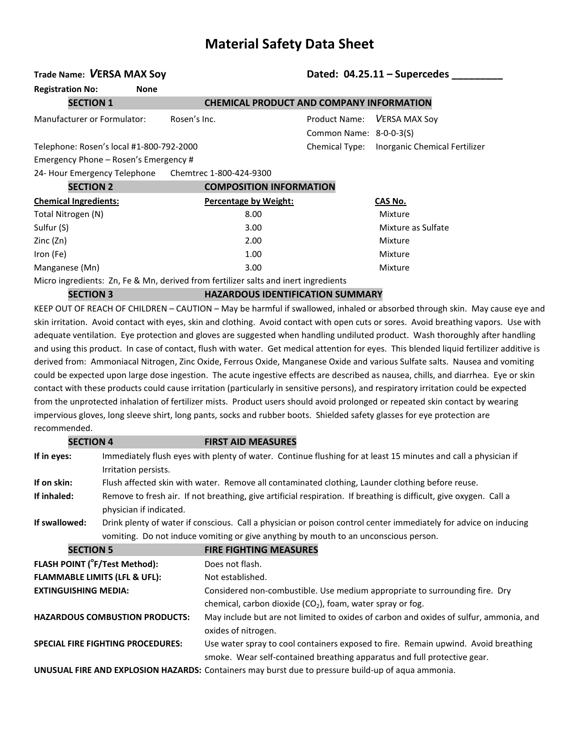# Material Safety Data Sheet

**Trade Name: *V*ERSA MAX Soy** **Dated: 04.25.11 – Supercedes _________**

**Registration No: None**

## SECTION 1 CHEMICAL PRODUCT AND COMPANY INFORMATION

Manufacturer or Formulator: Rosen's Inc.

Product Name: *V*ERSA MAX Soy

Common Name: 8-0-0-3(S)

Telephone: Rosen's local #1-800-792-2000

Chemical Type: Inorganic Chemical Fertilizer

Emergency Phone – Rosen's Emergency #

24- Hour Emergency Telephone Chemtrec 1-800-424-9300

## SECTION 2 COMPOSITION INFORMATION

| Chemical Ingredients: | Percentage by Weight: | CAS No. |
|---|---|---|
| Total Nitrogen (N) | 8.00 | Mixture |
| Sulfur (S) | 3.00 | Mixture as Sulfate |
| Zinc (Zn) | 2.00 | Mixture |
| Iron (Fe) | 1.00 | Mixture |
| Manganese (Mn) | 3.00 | Mixture |

Micro ingredients: Zn, Fe & Mn, derived from fertilizer salts and inert ingredients

## SECTION 3 HAZARDOUS IDENTIFICATION SUMMARY

KEEP OUT OF REACH OF CHILDREN – CAUTION – May be harmful if swallowed, inhaled or absorbed through skin. May cause eye and skin irritation. Avoid contact with eyes, skin and clothing. Avoid contact with open cuts or sores. Avoid breathing vapors. Use with adequate ventilation. Eye protection and gloves are suggested when handling undiluted product. Wash thoroughly after handling and using this product. In case of contact, flush with water. Get medical attention for eyes. This blended liquid fertilizer additive is derived from: Ammoniacal Nitrogen, Zinc Oxide, Ferrous Oxide, Manganese Oxide and various Sulfate salts. Nausea and vomiting could be expected upon large dose ingestion. The acute ingestive effects are described as nausea, chills, and diarrhea. Eye or skin contact with these products could cause irritation (particularly in sensitive persons), and respiratory irritation could be expected from the unprotected inhalation of fertilizer mists. Product users should avoid prolonged or repeated skin contact by wearing impervious gloves, long sleeve shirt, long pants, socks and rubber boots. Shielded safety glasses for eye protection are recommended.

## SECTION 4 FIRST AID MEASURES

**If in eyes:** Immediately flush eyes with plenty of water. Continue flushing for at least 15 minutes and call a physician if Irritation persists.

**If on skin:** Flush affected skin with water. Remove all contaminated clothing, Launder clothing before reuse.

**If inhaled:** Remove to fresh air. If not breathing, give artificial respiration. If breathing is difficult, give oxygen. Call a physician if indicated.

**If swallowed:** Drink plenty of water if conscious. Call a physician or poison control center immediately for advice on inducing vomiting. Do not induce vomiting or give anything by mouth to an unconscious person.

## SECTION 5 FIRE FIGHTING MEASURES

**FLASH POINT (°F/Test Method):** Does not flash.

**FLAMMABLE LIMITS (LFL & UFL):** Not established.

**EXTINGUISHING MEDIA:** Considered non-combustible. Use medium appropriate to surrounding fire. Dry chemical, carbon dioxide ($CO_2$), foam, water spray or fog.

**HAZARDOUS COMBUSTION PRODUCTS:** May include but are not limited to oxides of carbon and oxides of sulfur, ammonia, and oxides of nitrogen.

**SPECIAL FIRE FIGHTING PROCEDURES:** Use water spray to cool containers exposed to fire. Remain upwind. Avoid breathing smoke. Wear self-contained breathing apparatus and full protective gear.

**UNUSUAL FIRE AND EXPLOSION HAZARDS:** Containers may burst due to pressure build-up of aqua ammonia.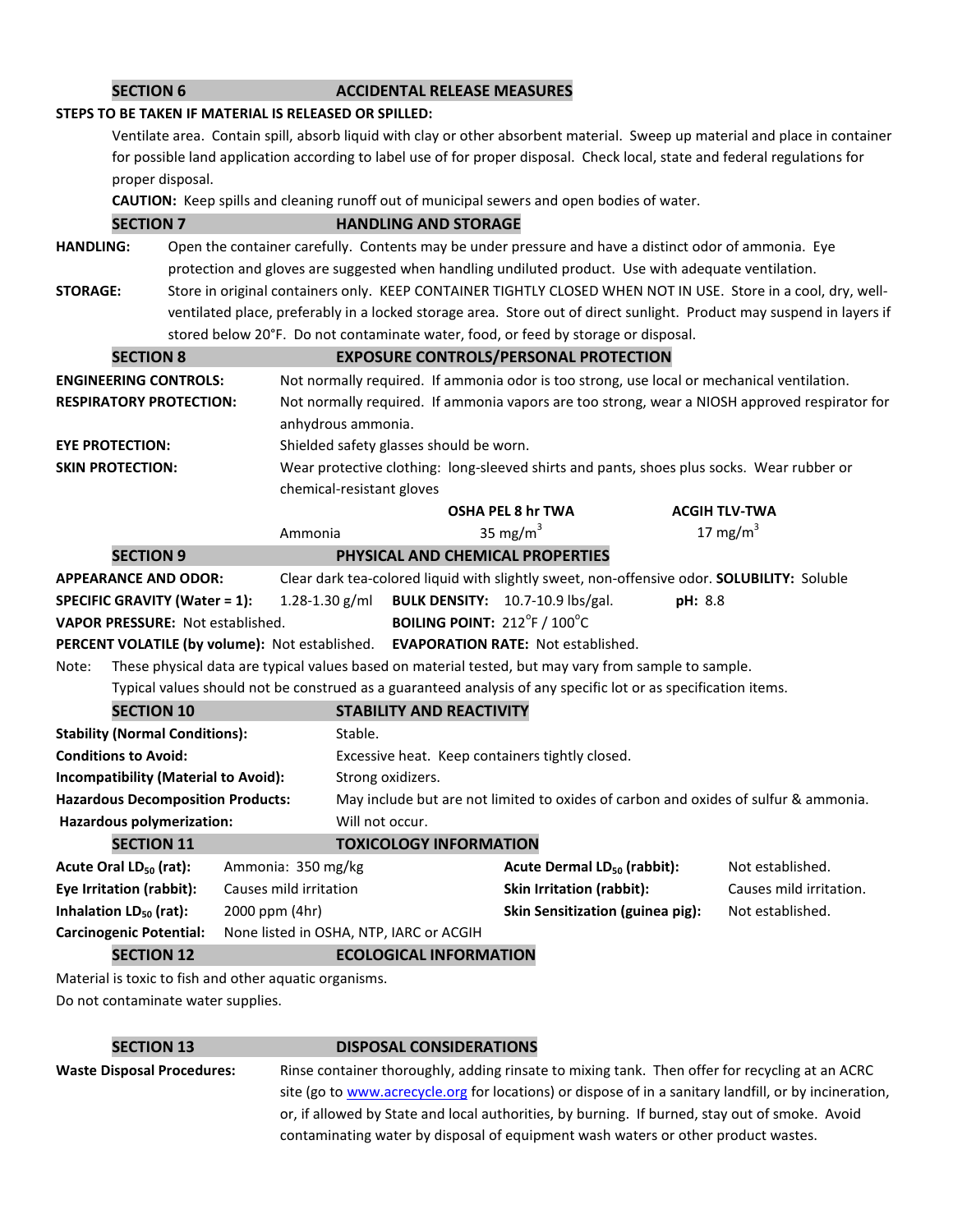## SECTION 6 ACCIDENTAL RELEASE MEASURES

**STEPS TO BE TAKEN IF MATERIAL IS RELEASED OR SPILLED:**

Ventilate area. Contain spill, absorb liquid with clay or other absorbent material. Sweep up material and place in container for possible land application according to label use of for proper disposal. Check local, state and federal regulations for proper disposal.

**CAUTION:** Keep spills and cleaning runoff out of municipal sewers and open bodies of water.

## SECTION 7 HANDLING AND STORAGE

**HANDLING:** Open the container carefully. Contents may be under pressure and have a distinct odor of ammonia. Eye protection and gloves are suggested when handling undiluted product. Use with adequate ventilation.

**STORAGE:** Store in original containers only. KEEP CONTAINER TIGHTLY CLOSED WHEN NOT IN USE. Store in a cool, dry, well-ventilated place, preferably in a locked storage area. Store out of direct sunlight. Product may suspend in layers if stored below 20°F. Do not contaminate water, food, or feed by storage or disposal.

## SECTION 8 EXPOSURE CONTROLS/PERSONAL PROTECTION

**ENGINEERING CONTROLS:** Not normally required. If ammonia odor is too strong, use local or mechanical ventilation.

**RESPIRATORY PROTECTION:** Not normally required. If ammonia vapors are too strong, wear a NIOSH approved respirator for anhydrous ammonia.

**EYE PROTECTION:** Shielded safety glasses should be worn.

**SKIN PROTECTION:** Wear protective clothing: long-sleeved shirts and pants, shoes plus socks. Wear rubber or chemical-resistant gloves

| | OSHA PEL 8 hr TWA | ACGIH TLV-TWA |
|---|---|---|
| Ammonia | 35 $mg/m^3$ | 17 $mg/m^3$ |

## SECTION 9 PHYSICAL AND CHEMICAL PROPERTIES

**APPEARANCE AND ODOR:** Clear dark tea-colored liquid with slightly sweet, non-offensive odor. **SOLUBILITY:** Soluble

**SPECIFIC GRAVITY (Water = 1):** 1.28-1.30 g/ml **BULK DENSITY:** 10.7-10.9 lbs/gal. **pH:** 8.8

**VAPOR PRESSURE:** Not established. **BOILING POINT:** 212°F / 100°C

**PERCENT VOLATILE (by volume):** Not established. **EVAPORATION RATE:** Not established.

Note: These physical data are typical values based on material tested, but may vary from sample to sample. Typical values should not be construed as a guaranteed analysis of any specific lot or as specification items.

## SECTION 10 STABILITY AND REACTIVITY

**Stability (Normal Conditions):** Stable.

**Conditions to Avoid:** Excessive heat. Keep containers tightly closed.

**Incompatibility (Material to Avoid):** Strong oxidizers.

**Hazardous Decomposition Products:** May include but are not limited to oxides of carbon and oxides of sulfur & ammonia.

**Hazardous polymerization:** Will not occur.

## SECTION 11 TOXICOLOGY INFORMATION

| | | | |
|---|---|---|---|
| **Acute Oral $LD_{50}$ (rat):** | Ammonia: 350 mg/kg | **Acute Dermal $LD_{50}$ (rabbit):** | Not established. |
| **Eye Irritation (rabbit):** | Causes mild irritation | **Skin Irritation (rabbit):** | Causes mild irritation. |
| **Inhalation $LD_{50}$ (rat):** | 2000 ppm (4hr) | **Skin Sensitization (guinea pig):** | Not established. |
| **Carcinogenic Potential:** | None listed in OSHA, NTP, IARC or ACGIH | | |

## SECTION 12 ECOLOGICAL INFORMATION

Material is toxic to fish and other aquatic organisms.

Do not contaminate water supplies.

## SECTION 13 DISPOSAL CONSIDERATIONS

**Waste Disposal Procedures:** Rinse container thoroughly, adding rinsate to mixing tank. Then offer for recycling at an ACRC site (go to www.acrecycle.org for locations) or dispose of in a sanitary landfill, or by incineration, or, if allowed by State and local authorities, by burning. If burned, stay out of smoke. Avoid contaminating water by disposal of equipment wash waters or other product wastes.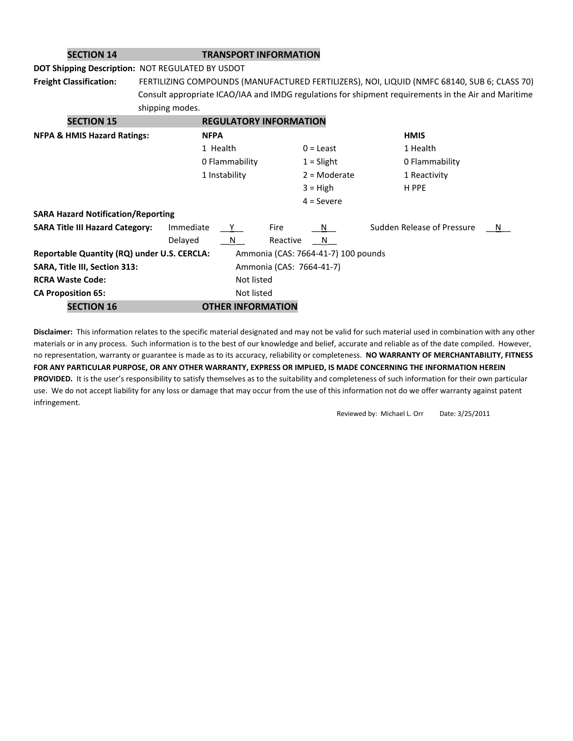## SECTION 14 TRANSPORT INFORMATION

**DOT Shipping Description:** NOT REGULATED BY USDOT

**Freight Classification:** FERTILIZING COMPOUNDS (MANUFACTURED FERTILIZERS), NOI, LIQUID (NMFC 68140, SUB 6; CLASS 70) Consult appropriate ICAO/IAA and IMDG regulations for shipment requirements in the Air and Maritime shipping modes.

## SECTION 15 REGULATORY INFORMATION

**NFPA & HMIS Hazard Ratings:**

| NFPA | | HMIS |
|---|---|---|
| 1 Health | 0 = Least | 1 Health |
| 0 Flammability | 1 = Slight | 0 Flammability |
| 1 Instability | 2 = Moderate | 1 Reactivity |
| | 3 = High | H PPE |
| | 4 = Severe | |

**SARA Hazard Notification/Reporting**

**SARA Title III Hazard Category:**

| | | | | | |
|---|---|---|---|---|---|
| Immediate | Y | Fire | N | Sudden Release of Pressure | N |
| Delayed | N | Reactive | N | | |

**Reportable Quantity (RQ) under U.S. CERCLA:** Ammonia (CAS: 7664-41-7) 100 pounds

**SARA, Title III, Section 313:** Ammonia (CAS: 7664-41-7)

**RCRA Waste Code:** Not listed

**CA Proposition 65:** Not listed

## SECTION 16 OTHER INFORMATION

**Disclaimer:** This information relates to the specific material designated and may not be valid for such material used in combination with any other materials or in any process. Such information is to the best of our knowledge and belief, accurate and reliable as of the date compiled. However, no representation, warranty or guarantee is made as to its accuracy, reliability or completeness. **NO WARRANTY OF MERCHANTABILITY, FITNESS FOR ANY PARTICULAR PURPOSE, OR ANY OTHER WARRANTY, EXPRESS OR IMPLIED, IS MADE CONCERNING THE INFORMATION HEREIN PROVIDED.** It is the user's responsibility to satisfy themselves as to the suitability and completeness of such information for their own particular use. We do not accept liability for any loss or damage that may occur from the use of this information not do we offer warranty against patent infringement.

Reviewed by: Michael L. Orr Date: 3/25/2011